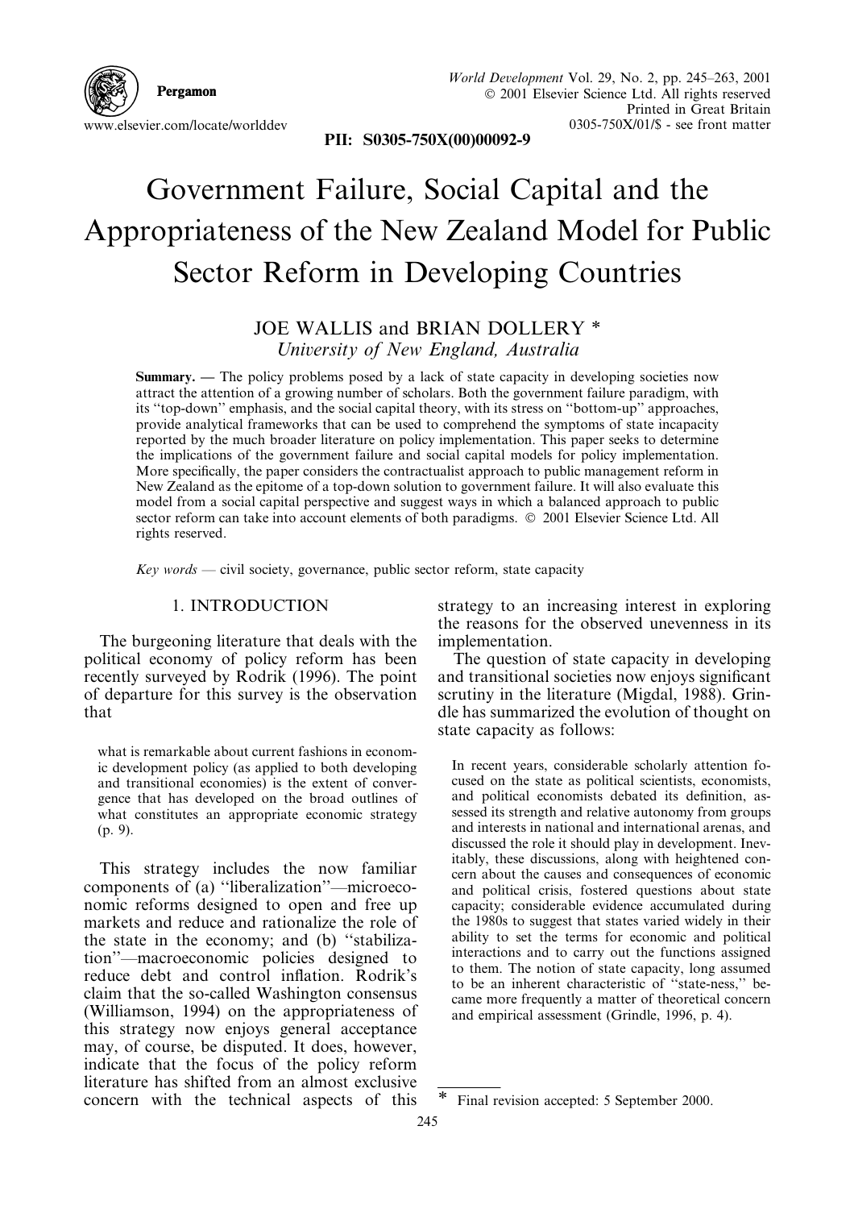# Government Failure, Social Capital and the Appropriateness of the New Zealand Model for Public Sector Reform in Developing Countries

JOE WALLIS and BRIAN DOLLERY *

*University of New England, Australia*

**Summary.** — The policy problems posed by a lack of state capacity in developing societies now attract the attention of a growing number of scholars. Both the government failure paradigm, with its "top-down" emphasis, and the social capital theory, with its stress on "bottom-up" approaches, provide analytical frameworks that can be used to comprehend the symptoms of state incapacity reported by the much broader literature on policy implementation. This paper seeks to determine the implications of the government failure and social capital models for policy implementation. More specifically, the paper considers the contractualist approach to public management reform in New Zealand as the epitome of a top-down solution to government failure. It will also evaluate this model from a social capital perspective and suggest ways in which a balanced approach to public sector reform can take into account elements of both paradigms. © 2001 Elsevier Science Ltd. All rights reserved.

*Key words* — civil society, governance, public sector reform, state capacity

## 1. INTRODUCTION

The burgeoning literature that deals with the political economy of policy reform has been recently surveyed by Rodrik (1996). The point of departure for this survey is the observation that

> what is remarkable about current fashions in economic development policy (as applied to both developing and transitional economies) is the extent of convergence that has developed on the broad outlines of what constitutes an appropriate economic strategy (p. 9).

This strategy includes the now familiar components of (a) "liberalization"—microeconomic reforms designed to open and free up markets and reduce and rationalize the role of the state in the economy; and (b) "stabilization"—macroeconomic policies designed to reduce debt and control inflation. Rodrik's claim that the so-called Washington consensus (Williamson, 1994) on the appropriateness of this strategy now enjoys general acceptance may, of course, be disputed. It does, however, indicate that the focus of the policy reform literature has shifted from an almost exclusive concern with the technical aspects of this strategy to an increasing interest in exploring the reasons for the observed unevenness in its implementation.

The question of state capacity in developing and transitional societies now enjoys significant scrutiny in the literature (Migdal, 1988). Grindle has summarized the evolution of thought on state capacity as follows:

> In recent years, considerable scholarly attention focused on the state as political scientists, economists, and political economists debated its definition, assessed its strength and relative autonomy from groups and interests in national and international arenas, and discussed the role it should play in development. Inevitably, these discussions, along with heightened concern about the causes and consequences of economic and political crisis, fostered questions about state capacity; considerable evidence accumulated during the 1980s to suggest that states varied widely in their ability to set the terms for economic and political interactions and to carry out the functions assigned to them. The notion of state capacity, long assumed to be an inherent characteristic of "state-ness," became more frequently a matter of theoretical concern and empirical assessment (Grindle, 1996, p. 4).

\* Final revision accepted: 5 September 2000.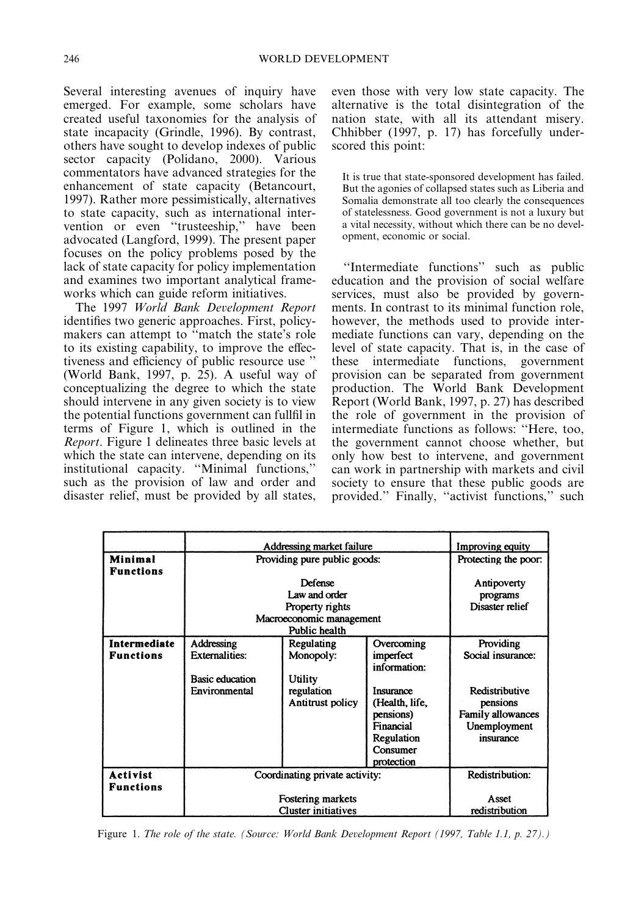Several interesting avenues of inquiry have emerged. For example, some scholars have created useful taxonomies for the analysis of state incapacity (Grindle, 1996). By contrast, others have sought to develop indexes of public sector capacity (Polidano, 2000). Various commentators have advanced strategies for the enhancement of state capacity (Betancourt, 1997). Rather more pessimistically, alternatives to state capacity, such as international intervention or even "trusteeship," have been advocated (Langford, 1999). The present paper focuses on the policy problems posed by the lack of state capacity for policy implementation and examines two important analytical frameworks which can guide reform initiatives.

The 1997 *World Bank Development Report* identifies two generic approaches. First, policy-makers can attempt to "match the state's role to its existing capability, to improve the effectiveness and efficiency of public resource use " (World Bank, 1997, p. 25). A useful way of conceptualizing the degree to which the state should intervene in any given society is to view the potential functions government can fullfil in terms of Figure 1, which is outlined in the *Report*. Figure 1 delineates three basic levels at which the state can intervene, depending on its institutional capacity. "Minimal functions," such as the provision of law and order and disaster relief, must be provided by all states, even those with very low state capacity. The alternative is the total disintegration of the nation state, with all its attendant misery. Chhibber (1997, p. 17) has forcefully underscored this point:

> It is true that state-sponsored development has failed. But the agonies of collapsed states such as Liberia and Somalia demonstrate all too clearly the consequences of statelessness. Good government is not a luxury but a vital necessity, without which there can be no development, economic or social.

"Intermediate functions" such as public education and the provision of social welfare services, must also be provided by governments. In contrast to its minimal function role, however, the methods used to provide intermediate functions can vary, depending on the level of state capacity. That is, in the case of these intermediate functions, government provision can be separated from government production. The World Bank Development Report (World Bank, 1997, p. 27) has described the role of government in the provision of intermediate functions as follows: "Here, too, the government cannot choose whether, but only how best to intervene, and government can work in partnership with markets and civil society to ensure that these public goods are provided." Finally, "activist functions," such

| | Addressing market failure | | | Improving equity |
|---|---|---|---|---|
| **Minimal Functions** | Providing pure public goods: Defense; Law and order; Property rights; Macroeconomic management; Public health | | | Protecting the poor: Antipoverty programs; Disaster relief |
| **Intermediate Functions** | Addressing Externalities: Basic education; Environmental | Regulating Monopoly: Utility regulation; Antitrust policy | Overcoming imperfect information: Insurance (Health, life, pensions); Financial Regulation; Consumer protection | Providing Social insurance: Redistributive pensions; Family allowances; Unemployment insurance |
| **Activist Functions** | Coordinating private activity: Fostering markets; Cluster initiatives | | | Redistribution: Asset redistribution |

Figure 1. *The role of the state. (Source: World Bank Development Report (1997, Table 1.1, p. 27).)*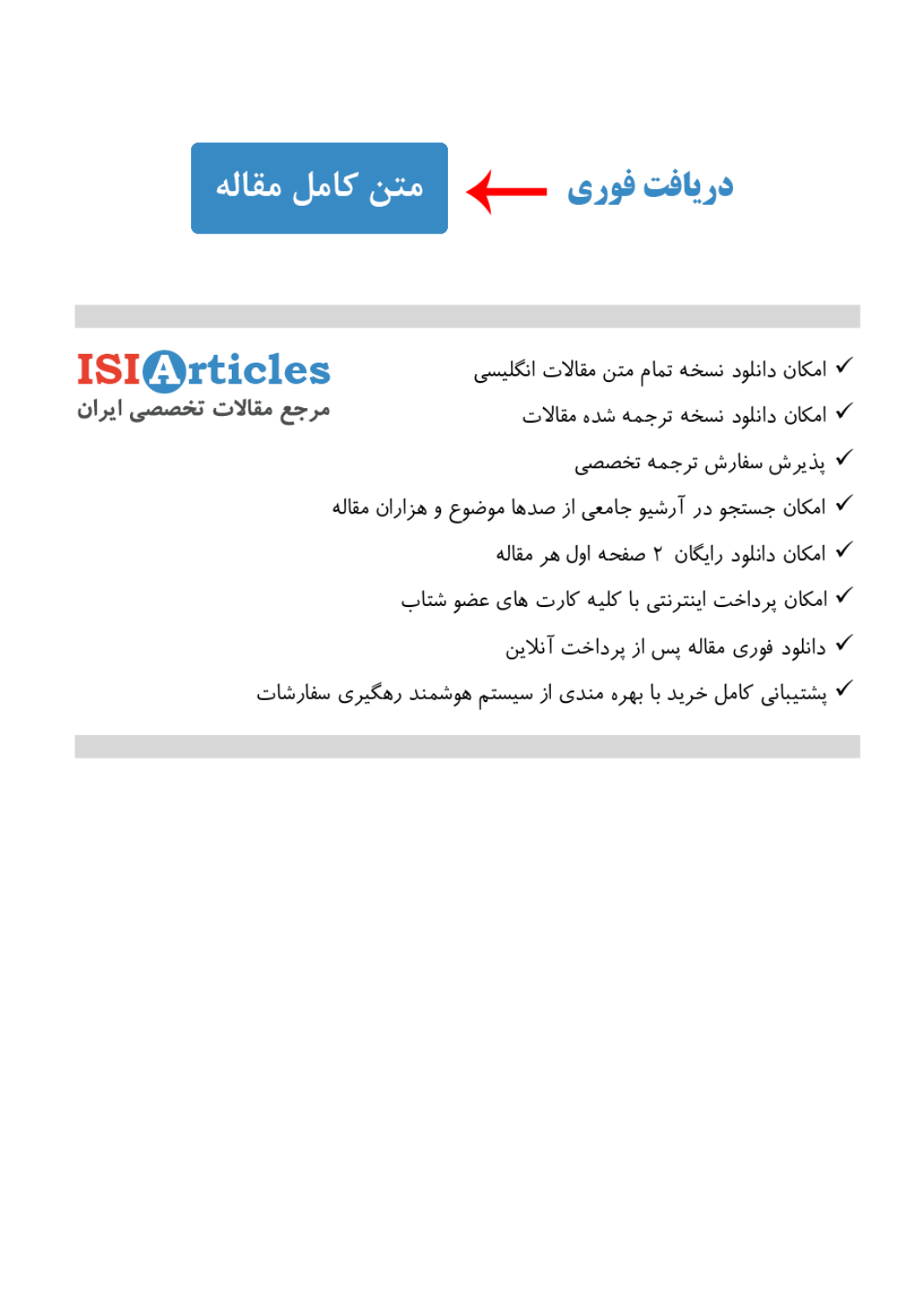دریافت فوری ← **متن کامل مقاله**

**ISIArticles**
مرجع مقالات تخصصی ایران

- ✓ امکان دانلود نسخه تمام متن مقالات انگلیسی
- ✓ امکان دانلود نسخه ترجمه شده مقالات
- ✓ پذیرش سفارش ترجمه تخصصی
- ✓ امکان جستجو در آرشیو جامعی از صدها موضوع و هزاران مقاله
- ✓ امکان دانلود رایگان ۲ صفحه اول هر مقاله
- ✓ امکان پرداخت اینترنتی با کلیه کارت های عضو شتاب
- ✓ دانلود فوری مقاله پس از پرداخت آنلاین
- ✓ پشتیبانی کامل خرید با بهره مندی از سیستم هوشمند رهگیری سفارشات